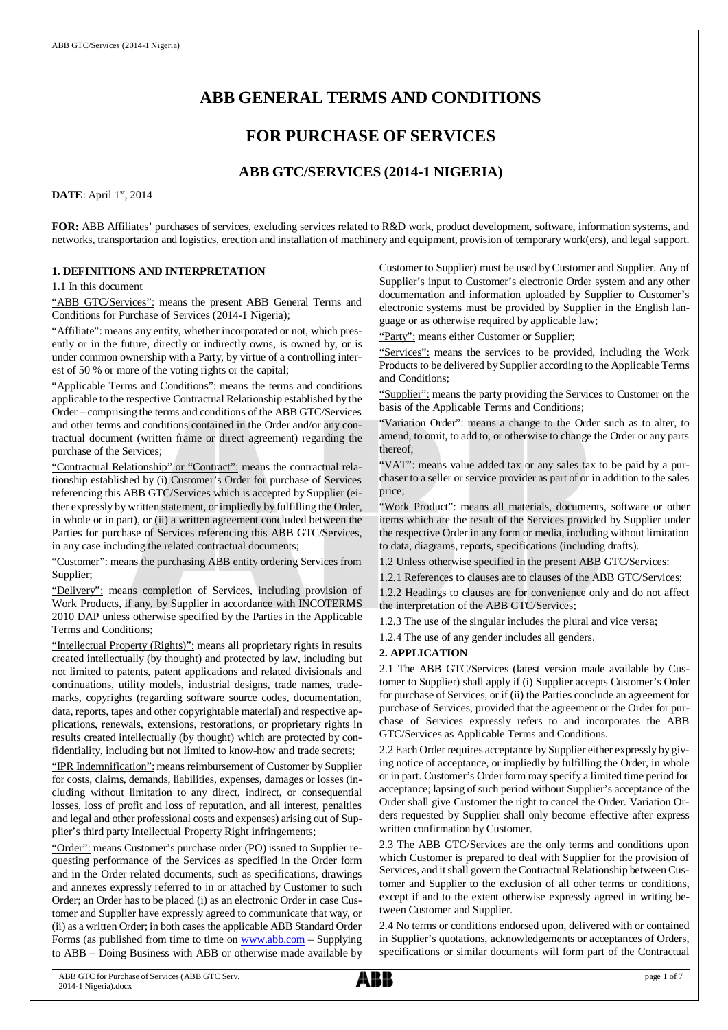# ABB GENERAL TERMS AND CONDITIONS

## FOR PURCHASE OF SERVICES

### ABB GTC/SERVICES (2014-1 NIGERIA)

**DATE**: April 1st, 2014

**FOR:** ABB Affiliates' purchases of services, excluding services related to R&D work, product development, software, information systems, and networks, transportation and logistics, erection and installation of machinery and equipment, provision of temporary work(ers), and legal support.

**1. DEFINITIONS AND INTERPRETATION**

1.1 In this document

"ABB GTC/Services": means the present ABB General Terms and Conditions for Purchase of Services (2014-1 Nigeria);

"Affiliate": means any entity, whether incorporated or not, which presently or in the future, directly or indirectly owns, is owned by, or is under common ownership with a Party, by virtue of a controlling interest of 50 % or more of the voting rights or the capital;

"Applicable Terms and Conditions": means the terms and conditions applicable to the respective Contractual Relationship established by the Order – comprising the terms and conditions of the ABB GTC/Services and other terms and conditions contained in the Order and/or any contractual document (written frame or direct agreement) regarding the purchase of the Services;

"Contractual Relationship" or "Contract": means the contractual relationship established by (i) Customer's Order for purchase of Services referencing this ABB GTC/Services which is accepted by Supplier (either expressly by written statement, or impliedly by fulfilling the Order, in whole or in part), or (ii) a written agreement concluded between the Parties for purchase of Services referencing this ABB GTC/Services, in any case including the related contractual documents;

"Customer": means the purchasing ABB entity ordering Services from Supplier;

"Delivery": means completion of Services, including provision of Work Products, if any, by Supplier in accordance with INCOTERMS 2010 DAP unless otherwise specified by the Parties in the Applicable Terms and Conditions;

"Intellectual Property (Rights)": means all proprietary rights in results created intellectually (by thought) and protected by law, including but not limited to patents, patent applications and related divisionals and continuations, utility models, industrial designs, trade names, trademarks, copyrights (regarding software source codes, documentation, data, reports, tapes and other copyrightable material) and respective applications, renewals, extensions, restorations, or proprietary rights in results created intellectually (by thought) which are protected by confidentiality, including but not limited to know-how and trade secrets;

"IPR Indemnification": means reimbursement of Customer by Supplier for costs, claims, demands, liabilities, expenses, damages or losses (including without limitation to any direct, indirect, or consequential losses, loss of profit and loss of reputation, and all interest, penalties and legal and other professional costs and expenses) arising out of Supplier's third party Intellectual Property Right infringements;

"Order": means Customer's purchase order (PO) issued to Supplier requesting performance of the Services as specified in the Order form and in the Order related documents, such as specifications, drawings and annexes expressly referred to in or attached by Customer to such Order; an Order has to be placed (i) as an electronic Order in case Customer and Supplier have expressly agreed to communicate that way, or (ii) as a written Order; in both cases the applicable ABB Standard Order Forms (as published from time to time on www.abb.com – Supplying to ABB – Doing Business with ABB or otherwise made available by Customer to Supplier) must be used by Customer and Supplier. Any of Supplier's input to Customer's electronic Order system and any other documentation and information uploaded by Supplier to Customer's electronic systems must be provided by Supplier in the English language or as otherwise required by applicable law;

"Party": means either Customer or Supplier;

"Services": means the services to be provided, including the Work Products to be delivered by Supplier according to the Applicable Terms and Conditions;

"Supplier": means the party providing the Services to Customer on the basis of the Applicable Terms and Conditions;

"Variation Order": means a change to the Order such as to alter, to amend, to omit, to add to, or otherwise to change the Order or any parts thereof;

"VAT": means value added tax or any sales tax to be paid by a purchaser to a seller or service provider as part of or in addition to the sales price;

"Work Product": means all materials, documents, software or other items which are the result of the Services provided by Supplier under the respective Order in any form or media, including without limitation to data, diagrams, reports, specifications (including drafts).

1.2 Unless otherwise specified in the present ABB GTC/Services:

1.2.1 References to clauses are to clauses of the ABB GTC/Services;

1.2.2 Headings to clauses are for convenience only and do not affect the interpretation of the ABB GTC/Services;

1.2.3 The use of the singular includes the plural and vice versa;

1.2.4 The use of any gender includes all genders.

**2. APPLICATION**

2.1 The ABB GTC/Services (latest version made available by Customer to Supplier) shall apply if (i) Supplier accepts Customer's Order for purchase of Services, or if (ii) the Parties conclude an agreement for purchase of Services, provided that the agreement or the Order for purchase of Services expressly refers to and incorporates the ABB GTC/Services as Applicable Terms and Conditions.

2.2 Each Order requires acceptance by Supplier either expressly by giving notice of acceptance, or impliedly by fulfilling the Order, in whole or in part. Customer's Order form may specify a limited time period for acceptance; lapsing of such period without Supplier's acceptance of the Order shall give Customer the right to cancel the Order. Variation Orders requested by Supplier shall only become effective after express written confirmation by Customer.

2.3 The ABB GTC/Services are the only terms and conditions upon which Customer is prepared to deal with Supplier for the provision of Services, and it shall govern the Contractual Relationship between Customer and Supplier to the exclusion of all other terms or conditions, except if and to the extent otherwise expressly agreed in writing between Customer and Supplier.

2.4 No terms or conditions endorsed upon, delivered with or contained in Supplier's quotations, acknowledgements or acceptances of Orders, specifications or similar documents will form part of the Contractual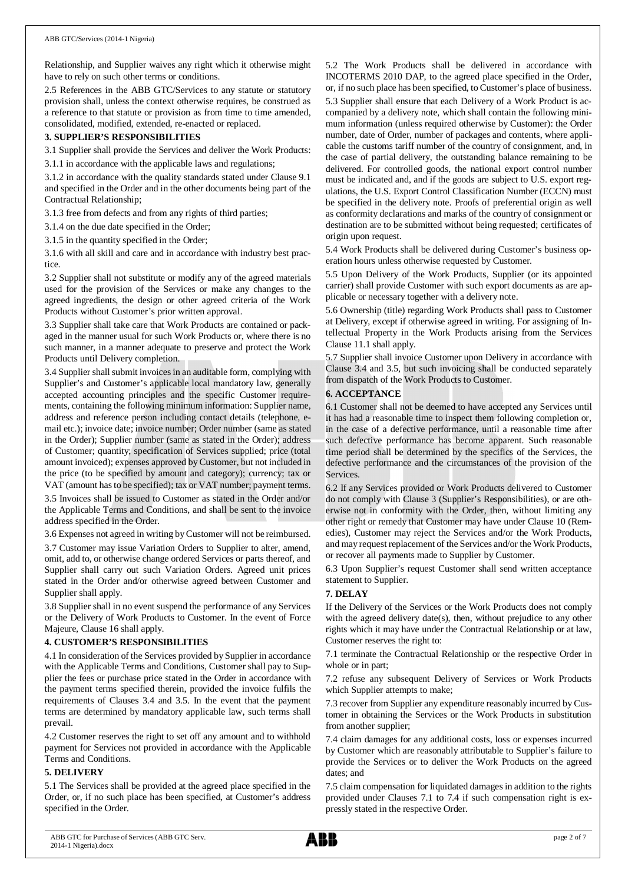Relationship, and Supplier waives any right which it otherwise might have to rely on such other terms or conditions.

2.5 References in the ABB GTC/Services to any statute or statutory provision shall, unless the context otherwise requires, be construed as a reference to that statute or provision as from time to time amended, consolidated, modified, extended, re-enacted or replaced.

## 3. SUPPLIER'S RESPONSIBILITIES

3.1 Supplier shall provide the Services and deliver the Work Products:

3.1.1 in accordance with the applicable laws and regulations;

3.1.2 in accordance with the quality standards stated under Clause 9.1 and specified in the Order and in the other documents being part of the Contractual Relationship;

3.1.3 free from defects and from any rights of third parties;

3.1.4 on the due date specified in the Order;

3.1.5 in the quantity specified in the Order;

3.1.6 with all skill and care and in accordance with industry best practice.

3.2 Supplier shall not substitute or modify any of the agreed materials used for the provision of the Services or make any changes to the agreed ingredients, the design or other agreed criteria of the Work Products without Customer's prior written approval.

3.3 Supplier shall take care that Work Products are contained or packaged in the manner usual for such Work Products or, where there is no such manner, in a manner adequate to preserve and protect the Work Products until Delivery completion.

3.4 Supplier shall submit invoices in an auditable form, complying with Supplier's and Customer's applicable local mandatory law, generally accepted accounting principles and the specific Customer requirements, containing the following minimum information: Supplier name, address and reference person including contact details (telephone, e-mail etc.); invoice date; invoice number; Order number (same as stated in the Order); Supplier number (same as stated in the Order); address of Customer; quantity; specification of Services supplied; price (total amount invoiced); expenses approved by Customer, but not included in the price (to be specified by amount and category); currency; tax or VAT (amount has to be specified); tax or VAT number; payment terms.

3.5 Invoices shall be issued to Customer as stated in the Order and/or the Applicable Terms and Conditions, and shall be sent to the invoice address specified in the Order.

3.6 Expenses not agreed in writing by Customer will not be reimbursed.

3.7 Customer may issue Variation Orders to Supplier to alter, amend, omit, add to, or otherwise change ordered Services or parts thereof, and Supplier shall carry out such Variation Orders. Agreed unit prices stated in the Order and/or otherwise agreed between Customer and Supplier shall apply.

3.8 Supplier shall in no event suspend the performance of any Services or the Delivery of Work Products to Customer. In the event of Force Majeure, Clause 16 shall apply.

## 4. CUSTOMER'S RESPONSIBILITIES

4.1 In consideration of the Services provided by Supplier in accordance with the Applicable Terms and Conditions, Customer shall pay to Supplier the fees or purchase price stated in the Order in accordance with the payment terms specified therein, provided the invoice fulfils the requirements of Clauses 3.4 and 3.5. In the event that the payment terms are determined by mandatory applicable law, such terms shall prevail.

4.2 Customer reserves the right to set off any amount and to withhold payment for Services not provided in accordance with the Applicable Terms and Conditions.

## 5. DELIVERY

5.1 The Services shall be provided at the agreed place specified in the Order, or, if no such place has been specified, at Customer's address specified in the Order.

5.2 The Work Products shall be delivered in accordance with INCOTERMS 2010 DAP, to the agreed place specified in the Order, or, if no such place has been specified, to Customer's place of business.

5.3 Supplier shall ensure that each Delivery of a Work Product is accompanied by a delivery note, which shall contain the following minimum information (unless required otherwise by Customer): the Order number, date of Order, number of packages and contents, where applicable the customs tariff number of the country of consignment, and, in the case of partial delivery, the outstanding balance remaining to be delivered. For controlled goods, the national export control number must be indicated and, and if the goods are subject to U.S. export regulations, the U.S. Export Control Classification Number (ECCN) must be specified in the delivery note. Proofs of preferential origin as well as conformity declarations and marks of the country of consignment or destination are to be submitted without being requested; certificates of origin upon request.

5.4 Work Products shall be delivered during Customer's business operation hours unless otherwise requested by Customer.

5.5 Upon Delivery of the Work Products, Supplier (or its appointed carrier) shall provide Customer with such export documents as are applicable or necessary together with a delivery note.

5.6 Ownership (title) regarding Work Products shall pass to Customer at Delivery, except if otherwise agreed in writing. For assigning of Intellectual Property in the Work Products arising from the Services Clause 11.1 shall apply.

5.7 Supplier shall invoice Customer upon Delivery in accordance with Clause 3.4 and 3.5, but such invoicing shall be conducted separately from dispatch of the Work Products to Customer.

## 6. ACCEPTANCE

6.1 Customer shall not be deemed to have accepted any Services until it has had a reasonable time to inspect them following completion or, in the case of a defective performance, until a reasonable time after such defective performance has become apparent. Such reasonable time period shall be determined by the specifics of the Services, the defective performance and the circumstances of the provision of the Services.

6.2 If any Services provided or Work Products delivered to Customer do not comply with Clause 3 (Supplier's Responsibilities), or are otherwise not in conformity with the Order, then, without limiting any other right or remedy that Customer may have under Clause 10 (Remedies), Customer may reject the Services and/or the Work Products, and may request replacement of the Services and/or the Work Products, or recover all payments made to Supplier by Customer.

6.3 Upon Supplier's request Customer shall send written acceptance statement to Supplier.

## 7. DELAY

If the Delivery of the Services or the Work Products does not comply with the agreed delivery date(s), then, without prejudice to any other rights which it may have under the Contractual Relationship or at law, Customer reserves the right to:

7.1 terminate the Contractual Relationship or the respective Order in whole or in part;

7.2 refuse any subsequent Delivery of Services or Work Products which Supplier attempts to make;

7.3 recover from Supplier any expenditure reasonably incurred by Customer in obtaining the Services or the Work Products in substitution from another supplier;

7.4 claim damages for any additional costs, loss or expenses incurred by Customer which are reasonably attributable to Supplier's failure to provide the Services or to deliver the Work Products on the agreed dates; and

7.5 claim compensation for liquidated damages in addition to the rights provided under Clauses 7.1 to 7.4 if such compensation right is expressly stated in the respective Order.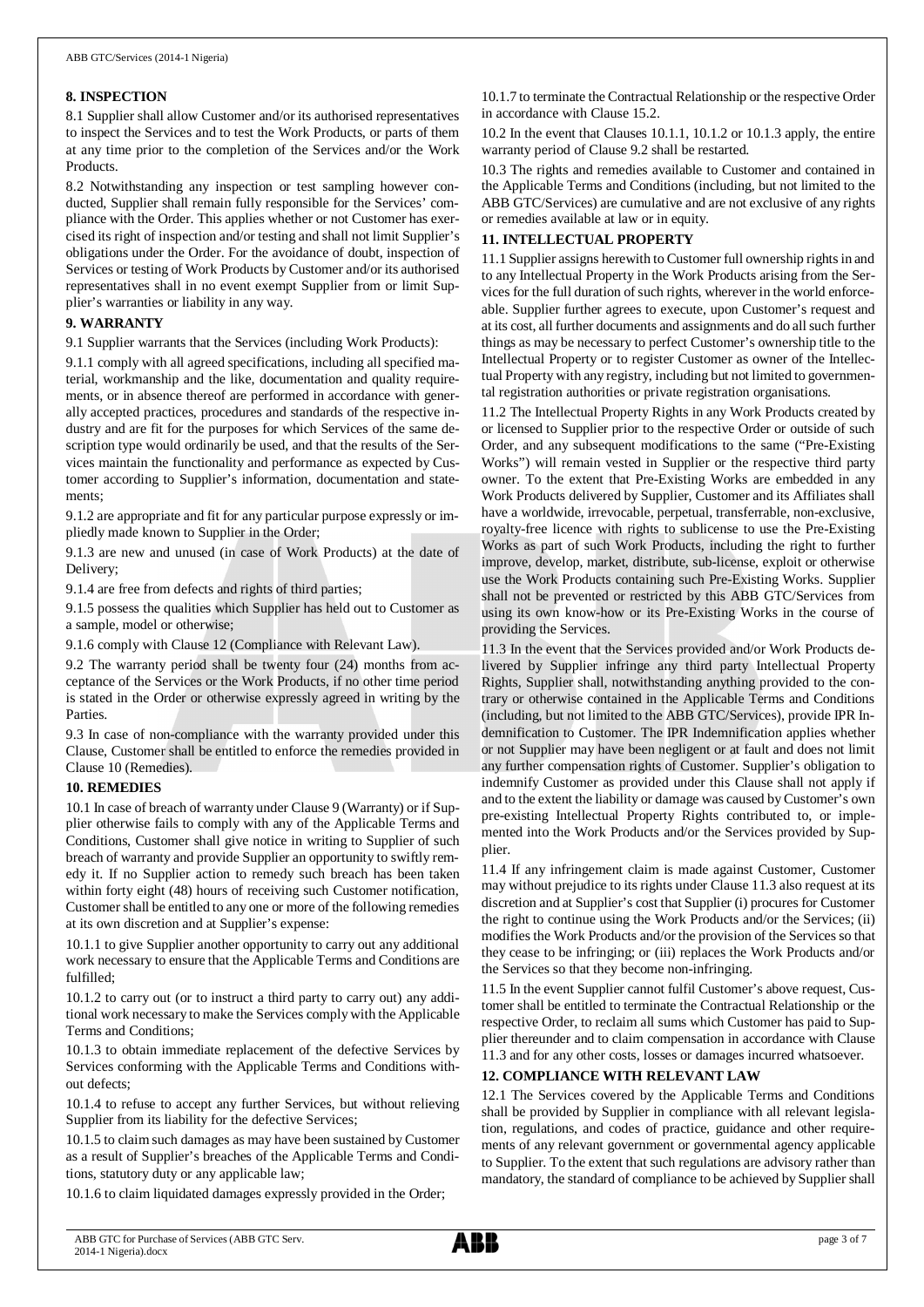## 8. INSPECTION

8.1 Supplier shall allow Customer and/or its authorised representatives to inspect the Services and to test the Work Products, or parts of them at any time prior to the completion of the Services and/or the Work Products.

8.2 Notwithstanding any inspection or test sampling however conducted, Supplier shall remain fully responsible for the Services' compliance with the Order. This applies whether or not Customer has exercised its right of inspection and/or testing and shall not limit Supplier's obligations under the Order. For the avoidance of doubt, inspection of Services or testing of Work Products by Customer and/or its authorised representatives shall in no event exempt Supplier from or limit Supplier's warranties or liability in any way.

## 9. WARRANTY

9.1 Supplier warrants that the Services (including Work Products):

9.1.1 comply with all agreed specifications, including all specified material, workmanship and the like, documentation and quality requirements, or in absence thereof are performed in accordance with generally accepted practices, procedures and standards of the respective industry and are fit for the purposes for which Services of the same description type would ordinarily be used, and that the results of the Services maintain the functionality and performance as expected by Customer according to Supplier's information, documentation and statements;

9.1.2 are appropriate and fit for any particular purpose expressly or impliedly made known to Supplier in the Order;

9.1.3 are new and unused (in case of Work Products) at the date of Delivery;

9.1.4 are free from defects and rights of third parties;

9.1.5 possess the qualities which Supplier has held out to Customer as a sample, model or otherwise;

9.1.6 comply with Clause 12 (Compliance with Relevant Law).

9.2 The warranty period shall be twenty four (24) months from acceptance of the Services or the Work Products, if no other time period is stated in the Order or otherwise expressly agreed in writing by the Parties.

9.3 In case of non-compliance with the warranty provided under this Clause, Customer shall be entitled to enforce the remedies provided in Clause 10 (Remedies).

## 10. REMEDIES

10.1 In case of breach of warranty under Clause 9 (Warranty) or if Supplier otherwise fails to comply with any of the Applicable Terms and Conditions, Customer shall give notice in writing to Supplier of such breach of warranty and provide Supplier an opportunity to swiftly remedy it. If no Supplier action to remedy such breach has been taken within forty eight (48) hours of receiving such Customer notification, Customer shall be entitled to any one or more of the following remedies at its own discretion and at Supplier's expense:

10.1.1 to give Supplier another opportunity to carry out any additional work necessary to ensure that the Applicable Terms and Conditions are fulfilled;

10.1.2 to carry out (or to instruct a third party to carry out) any additional work necessary to make the Services comply with the Applicable Terms and Conditions;

10.1.3 to obtain immediate replacement of the defective Services by Services conforming with the Applicable Terms and Conditions without defects;

10.1.4 to refuse to accept any further Services, but without relieving Supplier from its liability for the defective Services;

10.1.5 to claim such damages as may have been sustained by Customer as a result of Supplier's breaches of the Applicable Terms and Conditions, statutory duty or any applicable law;

10.1.6 to claim liquidated damages expressly provided in the Order;

10.1.7 to terminate the Contractual Relationship or the respective Order in accordance with Clause 15.2.

10.2 In the event that Clauses 10.1.1, 10.1.2 or 10.1.3 apply, the entire warranty period of Clause 9.2 shall be restarted.

10.3 The rights and remedies available to Customer and contained in the Applicable Terms and Conditions (including, but not limited to the ABB GTC/Services) are cumulative and are not exclusive of any rights or remedies available at law or in equity.

## 11. INTELLECTUAL PROPERTY

11.1 Supplier assigns herewith to Customer full ownership rights in and to any Intellectual Property in the Work Products arising from the Services for the full duration of such rights, wherever in the world enforceable. Supplier further agrees to execute, upon Customer's request and at its cost, all further documents and assignments and do all such further things as may be necessary to perfect Customer's ownership title to the Intellectual Property or to register Customer as owner of the Intellectual Property with any registry, including but not limited to governmental registration authorities or private registration organisations.

11.2 The Intellectual Property Rights in any Work Products created by or licensed to Supplier prior to the respective Order or outside of such Order, and any subsequent modifications to the same ("Pre-Existing Works") will remain vested in Supplier or the respective third party owner. To the extent that Pre-Existing Works are embedded in any Work Products delivered by Supplier, Customer and its Affiliates shall have a worldwide, irrevocable, perpetual, transferrable, non-exclusive, royalty-free licence with rights to sublicense to use the Pre-Existing Works as part of such Work Products, including the right to further improve, develop, market, distribute, sub-license, exploit or otherwise use the Work Products containing such Pre-Existing Works. Supplier shall not be prevented or restricted by this ABB GTC/Services from using its own know-how or its Pre-Existing Works in the course of providing the Services.

11.3 In the event that the Services provided and/or Work Products delivered by Supplier infringe any third party Intellectual Property Rights, Supplier shall, notwithstanding anything provided to the contrary or otherwise contained in the Applicable Terms and Conditions (including, but not limited to the ABB GTC/Services), provide IPR Indemnification to Customer. The IPR Indemnification applies whether or not Supplier may have been negligent or at fault and does not limit any further compensation rights of Customer. Supplier's obligation to indemnify Customer as provided under this Clause shall not apply if and to the extent the liability or damage was caused by Customer's own pre-existing Intellectual Property Rights contributed to, or implemented into the Work Products and/or the Services provided by Supplier.

11.4 If any infringement claim is made against Customer, Customer may without prejudice to its rights under Clause 11.3 also request at its discretion and at Supplier's cost that Supplier (i) procures for Customer the right to continue using the Work Products and/or the Services; (ii) modifies the Work Products and/or the provision of the Services so that they cease to be infringing; or (iii) replaces the Work Products and/or the Services so that they become non-infringing.

11.5 In the event Supplier cannot fulfil Customer's above request, Customer shall be entitled to terminate the Contractual Relationship or the respective Order, to reclaim all sums which Customer has paid to Supplier thereunder and to claim compensation in accordance with Clause 11.3 and for any other costs, losses or damages incurred whatsoever.

## 12. COMPLIANCE WITH RELEVANT LAW

12.1 The Services covered by the Applicable Terms and Conditions shall be provided by Supplier in compliance with all relevant legislation, regulations, and codes of practice, guidance and other requirements of any relevant government or governmental agency applicable to Supplier. To the extent that such regulations are advisory rather than mandatory, the standard of compliance to be achieved by Supplier shall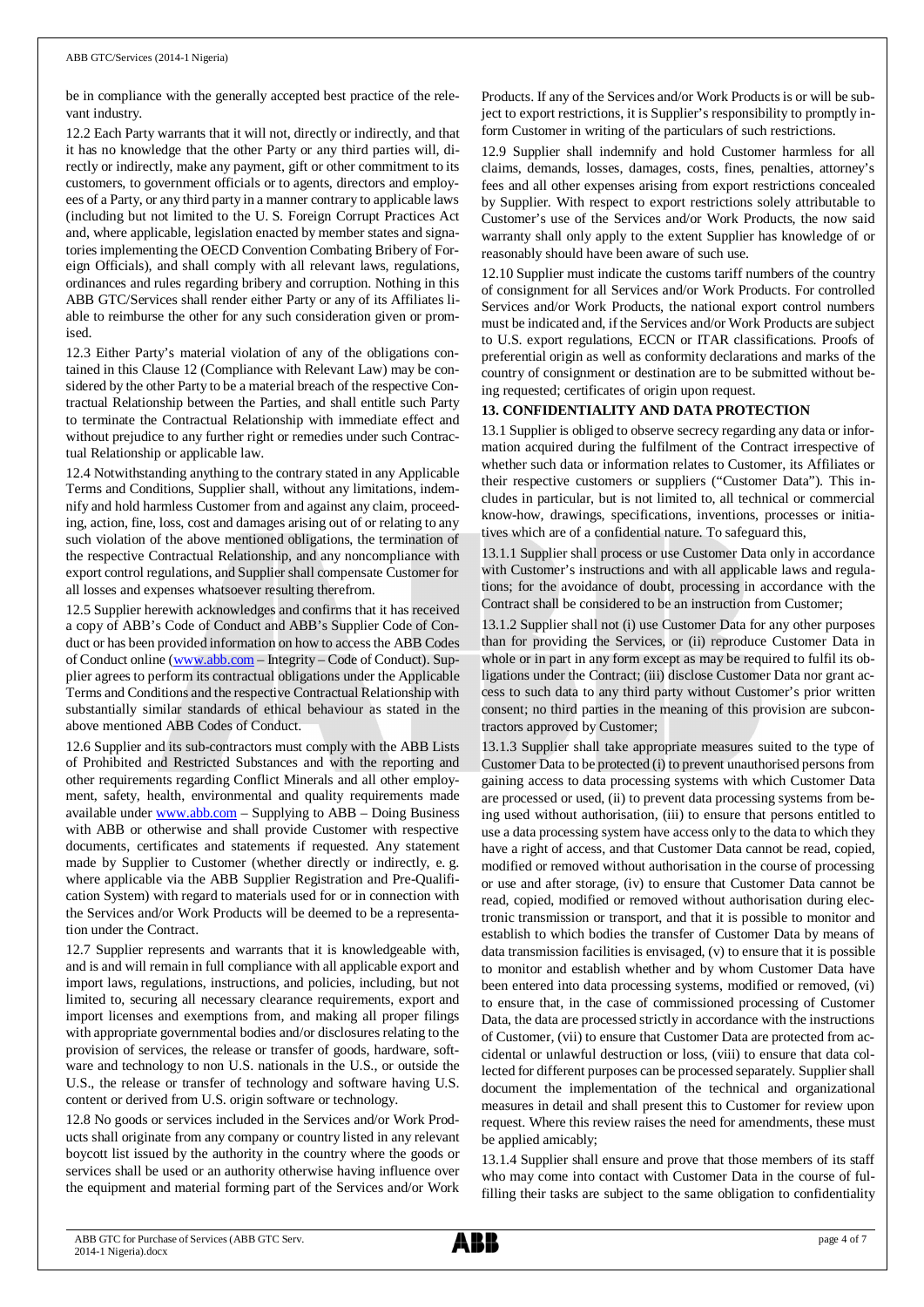be in compliance with the generally accepted best practice of the relevant industry.

12.2 Each Party warrants that it will not, directly or indirectly, and that it has no knowledge that the other Party or any third parties will, directly or indirectly, make any payment, gift or other commitment to its customers, to government officials or to agents, directors and employees of a Party, or any third party in a manner contrary to applicable laws (including but not limited to the U. S. Foreign Corrupt Practices Act and, where applicable, legislation enacted by member states and signatories implementing the OECD Convention Combating Bribery of Foreign Officials), and shall comply with all relevant laws, regulations, ordinances and rules regarding bribery and corruption. Nothing in this ABB GTC/Services shall render either Party or any of its Affiliates liable to reimburse the other for any such consideration given or promised.

12.3 Either Party's material violation of any of the obligations contained in this Clause 12 (Compliance with Relevant Law) may be considered by the other Party to be a material breach of the respective Contractual Relationship between the Parties, and shall entitle such Party to terminate the Contractual Relationship with immediate effect and without prejudice to any further right or remedies under such Contractual Relationship or applicable law.

12.4 Notwithstanding anything to the contrary stated in any Applicable Terms and Conditions, Supplier shall, without any limitations, indemnify and hold harmless Customer from and against any claim, proceeding, action, fine, loss, cost and damages arising out of or relating to any such violation of the above mentioned obligations, the termination of the respective Contractual Relationship, and any noncompliance with export control regulations, and Supplier shall compensate Customer for all losses and expenses whatsoever resulting therefrom.

12.5 Supplier herewith acknowledges and confirms that it has received a copy of ABB's Code of Conduct and ABB's Supplier Code of Conduct or has been provided information on how to access the ABB Codes of Conduct online (www.abb.com – Integrity – Code of Conduct). Supplier agrees to perform its contractual obligations under the Applicable Terms and Conditions and the respective Contractual Relationship with substantially similar standards of ethical behaviour as stated in the above mentioned ABB Codes of Conduct.

12.6 Supplier and its sub-contractors must comply with the ABB Lists of Prohibited and Restricted Substances and with the reporting and other requirements regarding Conflict Minerals and all other employment, safety, health, environmental and quality requirements made available under www.abb.com – Supplying to ABB – Doing Business with ABB or otherwise and shall provide Customer with respective documents, certificates and statements if requested. Any statement made by Supplier to Customer (whether directly or indirectly, e. g. where applicable via the ABB Supplier Registration and Pre-Qualification System) with regard to materials used for or in connection with the Services and/or Work Products will be deemed to be a representation under the Contract.

12.7 Supplier represents and warrants that it is knowledgeable with, and is and will remain in full compliance with all applicable export and import laws, regulations, instructions, and policies, including, but not limited to, securing all necessary clearance requirements, export and import licenses and exemptions from, and making all proper filings with appropriate governmental bodies and/or disclosures relating to the provision of services, the release or transfer of goods, hardware, software and technology to non U.S. nationals in the U.S., or outside the U.S., the release or transfer of technology and software having U.S. content or derived from U.S. origin software or technology.

12.8 No goods or services included in the Services and/or Work Products shall originate from any company or country listed in any relevant boycott list issued by the authority in the country where the goods or services shall be used or an authority otherwise having influence over the equipment and material forming part of the Services and/or Work Products. If any of the Services and/or Work Products is or will be subject to export restrictions, it is Supplier's responsibility to promptly inform Customer in writing of the particulars of such restrictions.

12.9 Supplier shall indemnify and hold Customer harmless for all claims, demands, losses, damages, costs, fines, penalties, attorney's fees and all other expenses arising from export restrictions concealed by Supplier. With respect to export restrictions solely attributable to Customer's use of the Services and/or Work Products, the now said warranty shall only apply to the extent Supplier has knowledge of or reasonably should have been aware of such use.

12.10 Supplier must indicate the customs tariff numbers of the country of consignment for all Services and/or Work Products. For controlled Services and/or Work Products, the national export control numbers must be indicated and, if the Services and/or Work Products are subject to U.S. export regulations, ECCN or ITAR classifications. Proofs of preferential origin as well as conformity declarations and marks of the country of consignment or destination are to be submitted without being requested; certificates of origin upon request.

**13. CONFIDENTIALITY AND DATA PROTECTION**

13.1 Supplier is obliged to observe secrecy regarding any data or information acquired during the fulfilment of the Contract irrespective of whether such data or information relates to Customer, its Affiliates or their respective customers or suppliers ("Customer Data"). This includes in particular, but is not limited to, all technical or commercial know-how, drawings, specifications, inventions, processes or initiatives which are of a confidential nature. To safeguard this,

13.1.1 Supplier shall process or use Customer Data only in accordance with Customer's instructions and with all applicable laws and regulations; for the avoidance of doubt, processing in accordance with the Contract shall be considered to be an instruction from Customer;

13.1.2 Supplier shall not (i) use Customer Data for any other purposes than for providing the Services, or (ii) reproduce Customer Data in whole or in part in any form except as may be required to fulfil its obligations under the Contract; (iii) disclose Customer Data nor grant access to such data to any third party without Customer's prior written consent; no third parties in the meaning of this provision are subcontractors approved by Customer;

13.1.3 Supplier shall take appropriate measures suited to the type of Customer Data to be protected (i) to prevent unauthorised persons from gaining access to data processing systems with which Customer Data are processed or used, (ii) to prevent data processing systems from being used without authorisation, (iii) to ensure that persons entitled to use a data processing system have access only to the data to which they have a right of access, and that Customer Data cannot be read, copied, modified or removed without authorisation in the course of processing or use and after storage, (iv) to ensure that Customer Data cannot be read, copied, modified or removed without authorisation during electronic transmission or transport, and that it is possible to monitor and establish to which bodies the transfer of Customer Data by means of data transmission facilities is envisaged, (v) to ensure that it is possible to monitor and establish whether and by whom Customer Data have been entered into data processing systems, modified or removed, (vi) to ensure that, in the case of commissioned processing of Customer Data, the data are processed strictly in accordance with the instructions of Customer, (vii) to ensure that Customer Data are protected from accidental or unlawful destruction or loss, (viii) to ensure that data collected for different purposes can be processed separately. Supplier shall document the implementation of the technical and organizational measures in detail and shall present this to Customer for review upon request. Where this review raises the need for amendments, these must be applied amicably;

13.1.4 Supplier shall ensure and prove that those members of its staff who may come into contact with Customer Data in the course of fulfilling their tasks are subject to the same obligation to confidentiality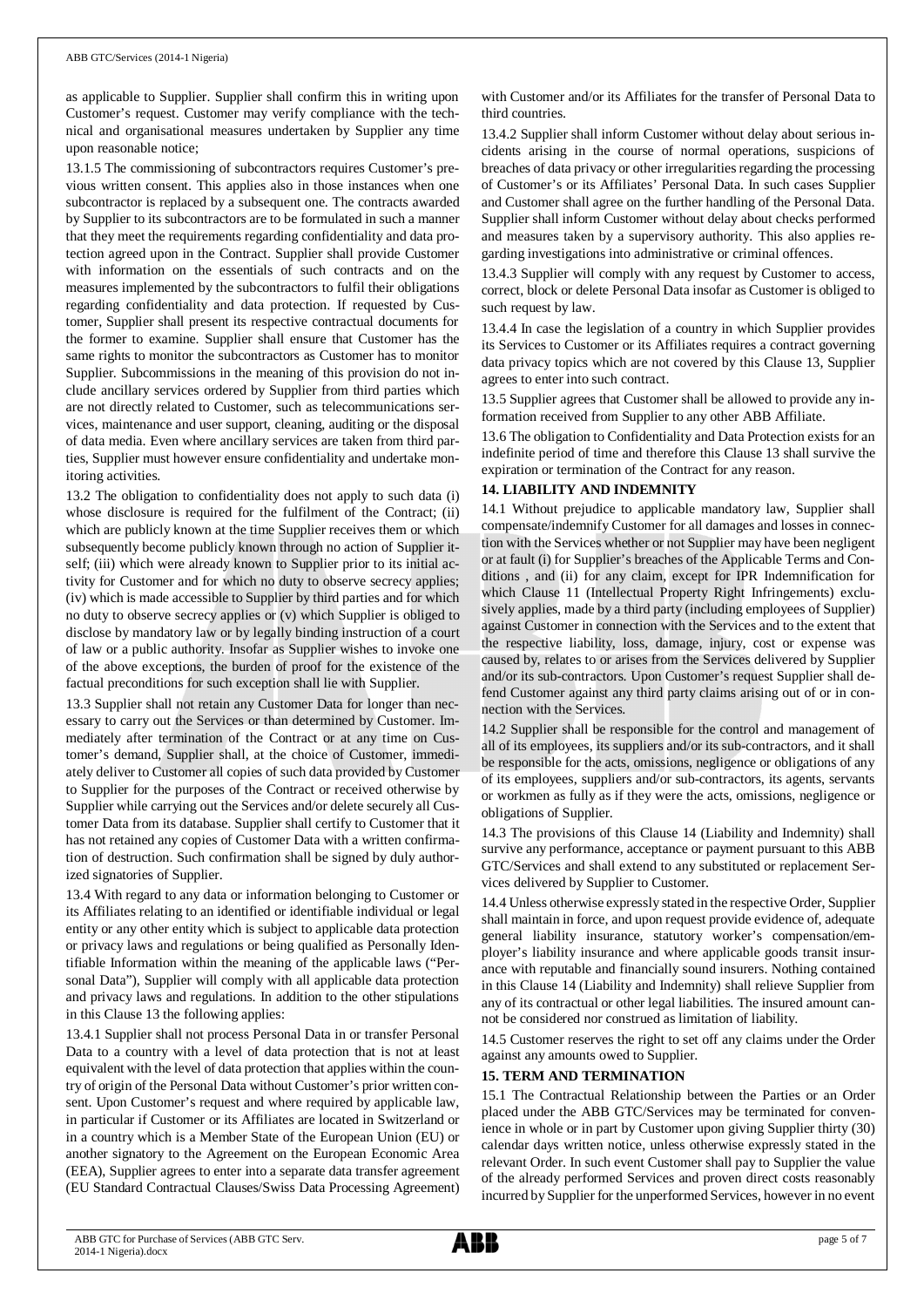as applicable to Supplier. Supplier shall confirm this in writing upon Customer's request. Customer may verify compliance with the technical and organisational measures undertaken by Supplier any time upon reasonable notice;

13.1.5 The commissioning of subcontractors requires Customer's previous written consent. This applies also in those instances when one subcontractor is replaced by a subsequent one. The contracts awarded by Supplier to its subcontractors are to be formulated in such a manner that they meet the requirements regarding confidentiality and data protection agreed upon in the Contract. Supplier shall provide Customer with information on the essentials of such contracts and on the measures implemented by the subcontractors to fulfil their obligations regarding confidentiality and data protection. If requested by Customer, Supplier shall present its respective contractual documents for the former to examine. Supplier shall ensure that Customer has the same rights to monitor the subcontractors as Customer has to monitor Supplier. Subcommissions in the meaning of this provision do not include ancillary services ordered by Supplier from third parties which are not directly related to Customer, such as telecommunications services, maintenance and user support, cleaning, auditing or the disposal of data media. Even where ancillary services are taken from third parties, Supplier must however ensure confidentiality and undertake monitoring activities.

13.2 The obligation to confidentiality does not apply to such data (i) whose disclosure is required for the fulfilment of the Contract; (ii) which are publicly known at the time Supplier receives them or which subsequently become publicly known through no action of Supplier itself; (iii) which were already known to Supplier prior to its initial activity for Customer and for which no duty to observe secrecy applies; (iv) which is made accessible to Supplier by third parties and for which no duty to observe secrecy applies or (v) which Supplier is obliged to disclose by mandatory law or by legally binding instruction of a court of law or a public authority. Insofar as Supplier wishes to invoke one of the above exceptions, the burden of proof for the existence of the factual preconditions for such exception shall lie with Supplier.

13.3 Supplier shall not retain any Customer Data for longer than necessary to carry out the Services or than determined by Customer. Immediately after termination of the Contract or at any time on Customer's demand, Supplier shall, at the choice of Customer, immediately deliver to Customer all copies of such data provided by Customer to Supplier for the purposes of the Contract or received otherwise by Supplier while carrying out the Services and/or delete securely all Customer Data from its database. Supplier shall certify to Customer that it has not retained any copies of Customer Data with a written confirmation of destruction. Such confirmation shall be signed by duly authorized signatories of Supplier.

13.4 With regard to any data or information belonging to Customer or its Affiliates relating to an identified or identifiable individual or legal entity or any other entity which is subject to applicable data protection or privacy laws and regulations or being qualified as Personally Identifiable Information within the meaning of the applicable laws ("Personal Data"), Supplier will comply with all applicable data protection and privacy laws and regulations. In addition to the other stipulations in this Clause 13 the following applies:

13.4.1 Supplier shall not process Personal Data in or transfer Personal Data to a country with a level of data protection that is not at least equivalent with the level of data protection that applies within the country of origin of the Personal Data without Customer's prior written consent. Upon Customer's request and where required by applicable law, in particular if Customer or its Affiliates are located in Switzerland or in a country which is a Member State of the European Union (EU) or another signatory to the Agreement on the European Economic Area (EEA), Supplier agrees to enter into a separate data transfer agreement (EU Standard Contractual Clauses/Swiss Data Processing Agreement) with Customer and/or its Affiliates for the transfer of Personal Data to third countries.

13.4.2 Supplier shall inform Customer without delay about serious incidents arising in the course of normal operations, suspicions of breaches of data privacy or other irregularities regarding the processing of Customer's or its Affiliates' Personal Data. In such cases Supplier and Customer shall agree on the further handling of the Personal Data. Supplier shall inform Customer without delay about checks performed and measures taken by a supervisory authority. This also applies regarding investigations into administrative or criminal offences.

13.4.3 Supplier will comply with any request by Customer to access, correct, block or delete Personal Data insofar as Customer is obliged to such request by law.

13.4.4 In case the legislation of a country in which Supplier provides its Services to Customer or its Affiliates requires a contract governing data privacy topics which are not covered by this Clause 13, Supplier agrees to enter into such contract.

13.5 Supplier agrees that Customer shall be allowed to provide any information received from Supplier to any other ABB Affiliate.

13.6 The obligation to Confidentiality and Data Protection exists for an indefinite period of time and therefore this Clause 13 shall survive the expiration or termination of the Contract for any reason.

## 14. LIABILITY AND INDEMNITY

14.1 Without prejudice to applicable mandatory law, Supplier shall compensate/indemnify Customer for all damages and losses in connection with the Services whether or not Supplier may have been negligent or at fault (i) for Supplier's breaches of the Applicable Terms and Conditions , and (ii) for any claim, except for IPR Indemnification for which Clause 11 (Intellectual Property Right Infringements) exclusively applies, made by a third party (including employees of Supplier) against Customer in connection with the Services and to the extent that the respective liability, loss, damage, injury, cost or expense was caused by, relates to or arises from the Services delivered by Supplier and/or its sub-contractors. Upon Customer's request Supplier shall defend Customer against any third party claims arising out of or in connection with the Services.

14.2 Supplier shall be responsible for the control and management of all of its employees, its suppliers and/or its sub-contractors, and it shall be responsible for the acts, omissions, negligence or obligations of any of its employees, suppliers and/or sub-contractors, its agents, servants or workmen as fully as if they were the acts, omissions, negligence or obligations of Supplier.

14.3 The provisions of this Clause 14 (Liability and Indemnity) shall survive any performance, acceptance or payment pursuant to this ABB GTC/Services and shall extend to any substituted or replacement Services delivered by Supplier to Customer.

14.4 Unless otherwise expressly stated in the respective Order, Supplier shall maintain in force, and upon request provide evidence of, adequate general liability insurance, statutory worker's compensation/employer's liability insurance and where applicable goods transit insurance with reputable and financially sound insurers. Nothing contained in this Clause 14 (Liability and Indemnity) shall relieve Supplier from any of its contractual or other legal liabilities. The insured amount cannot be considered nor construed as limitation of liability.

14.5 Customer reserves the right to set off any claims under the Order against any amounts owed to Supplier.

## 15. TERM AND TERMINATION

15.1 The Contractual Relationship between the Parties or an Order placed under the ABB GTC/Services may be terminated for convenience in whole or in part by Customer upon giving Supplier thirty (30) calendar days written notice, unless otherwise expressly stated in the relevant Order. In such event Customer shall pay to Supplier the value of the already performed Services and proven direct costs reasonably incurred by Supplier for the unperformed Services, however in no event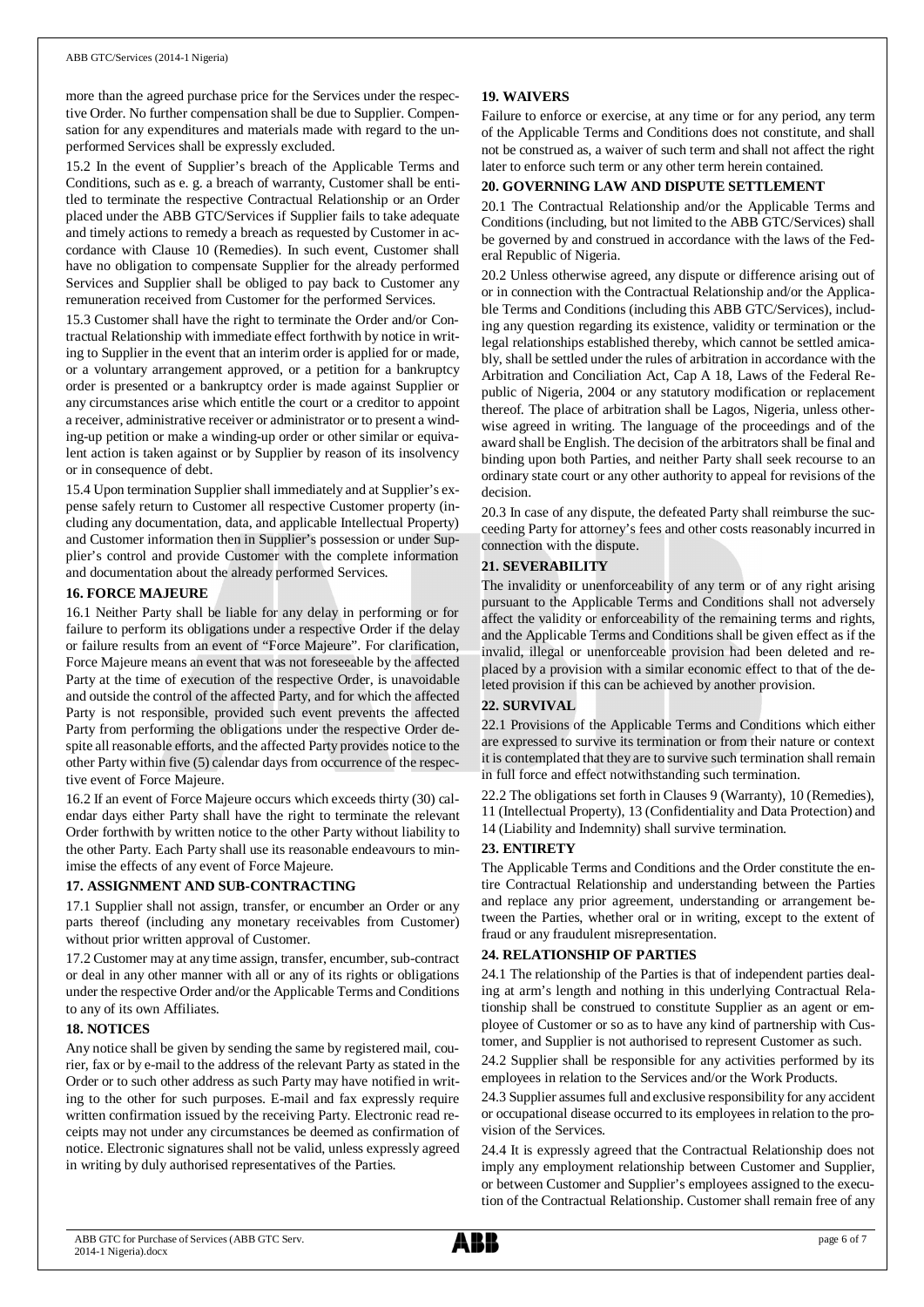more than the agreed purchase price for the Services under the respective Order. No further compensation shall be due to Supplier. Compensation for any expenditures and materials made with regard to the unperformed Services shall be expressly excluded.

15.2 In the event of Supplier's breach of the Applicable Terms and Conditions, such as e. g. a breach of warranty, Customer shall be entitled to terminate the respective Contractual Relationship or an Order placed under the ABB GTC/Services if Supplier fails to take adequate and timely actions to remedy a breach as requested by Customer in accordance with Clause 10 (Remedies). In such event, Customer shall have no obligation to compensate Supplier for the already performed Services and Supplier shall be obliged to pay back to Customer any remuneration received from Customer for the performed Services.

15.3 Customer shall have the right to terminate the Order and/or Contractual Relationship with immediate effect forthwith by notice in writing to Supplier in the event that an interim order is applied for or made, or a voluntary arrangement approved, or a petition for a bankruptcy order is presented or a bankruptcy order is made against Supplier or any circumstances arise which entitle the court or a creditor to appoint a receiver, administrative receiver or administrator or to present a winding-up petition or make a winding-up order or other similar or equivalent action is taken against or by Supplier by reason of its insolvency or in consequence of debt.

15.4 Upon termination Supplier shall immediately and at Supplier's expense safely return to Customer all respective Customer property (including any documentation, data, and applicable Intellectual Property) and Customer information then in Supplier's possession or under Supplier's control and provide Customer with the complete information and documentation about the already performed Services.

## 16. FORCE MAJEURE

16.1 Neither Party shall be liable for any delay in performing or for failure to perform its obligations under a respective Order if the delay or failure results from an event of "Force Majeure". For clarification, Force Majeure means an event that was not foreseeable by the affected Party at the time of execution of the respective Order, is unavoidable and outside the control of the affected Party, and for which the affected Party is not responsible, provided such event prevents the affected Party from performing the obligations under the respective Order despite all reasonable efforts, and the affected Party provides notice to the other Party within five (5) calendar days from occurrence of the respective event of Force Majeure.

16.2 If an event of Force Majeure occurs which exceeds thirty (30) calendar days either Party shall have the right to terminate the relevant Order forthwith by written notice to the other Party without liability to the other Party. Each Party shall use its reasonable endeavours to minimise the effects of any event of Force Majeure.

## 17. ASSIGNMENT AND SUB-CONTRACTING

17.1 Supplier shall not assign, transfer, or encumber an Order or any parts thereof (including any monetary receivables from Customer) without prior written approval of Customer.

17.2 Customer may at any time assign, transfer, encumber, sub-contract or deal in any other manner with all or any of its rights or obligations under the respective Order and/or the Applicable Terms and Conditions to any of its own Affiliates.

## 18. NOTICES

Any notice shall be given by sending the same by registered mail, courier, fax or by e-mail to the address of the relevant Party as stated in the Order or to such other address as such Party may have notified in writing to the other for such purposes. E-mail and fax expressly require written confirmation issued by the receiving Party. Electronic read receipts may not under any circumstances be deemed as confirmation of notice. Electronic signatures shall not be valid, unless expressly agreed in writing by duly authorised representatives of the Parties.

## 19. WAIVERS

Failure to enforce or exercise, at any time or for any period, any term of the Applicable Terms and Conditions does not constitute, and shall not be construed as, a waiver of such term and shall not affect the right later to enforce such term or any other term herein contained.

## 20. GOVERNING LAW AND DISPUTE SETTLEMENT

20.1 The Contractual Relationship and/or the Applicable Terms and Conditions (including, but not limited to the ABB GTC/Services) shall be governed by and construed in accordance with the laws of the Federal Republic of Nigeria.

20.2 Unless otherwise agreed, any dispute or difference arising out of or in connection with the Contractual Relationship and/or the Applicable Terms and Conditions (including this ABB GTC/Services), including any question regarding its existence, validity or termination or the legal relationships established thereby, which cannot be settled amicably, shall be settled under the rules of arbitration in accordance with the Arbitration and Conciliation Act, Cap A 18, Laws of the Federal Republic of Nigeria, 2004 or any statutory modification or replacement thereof. The place of arbitration shall be Lagos, Nigeria, unless otherwise agreed in writing. The language of the proceedings and of the award shall be English. The decision of the arbitrators shall be final and binding upon both Parties, and neither Party shall seek recourse to an ordinary state court or any other authority to appeal for revisions of the decision.

20.3 In case of any dispute, the defeated Party shall reimburse the succeeding Party for attorney's fees and other costs reasonably incurred in connection with the dispute.

## 21. SEVERABILITY

The invalidity or unenforceability of any term or of any right arising pursuant to the Applicable Terms and Conditions shall not adversely affect the validity or enforceability of the remaining terms and rights, and the Applicable Terms and Conditions shall be given effect as if the invalid, illegal or unenforceable provision had been deleted and replaced by a provision with a similar economic effect to that of the deleted provision if this can be achieved by another provision.

## 22. SURVIVAL

22.1 Provisions of the Applicable Terms and Conditions which either are expressed to survive its termination or from their nature or context it is contemplated that they are to survive such termination shall remain in full force and effect notwithstanding such termination.

22.2 The obligations set forth in Clauses 9 (Warranty), 10 (Remedies), 11 (Intellectual Property), 13 (Confidentiality and Data Protection) and 14 (Liability and Indemnity) shall survive termination.

## 23. ENTIRETY

The Applicable Terms and Conditions and the Order constitute the entire Contractual Relationship and understanding between the Parties and replace any prior agreement, understanding or arrangement between the Parties, whether oral or in writing, except to the extent of fraud or any fraudulent misrepresentation.

## 24. RELATIONSHIP OF PARTIES

24.1 The relationship of the Parties is that of independent parties dealing at arm's length and nothing in this underlying Contractual Relationship shall be construed to constitute Supplier as an agent or employee of Customer or so as to have any kind of partnership with Customer, and Supplier is not authorised to represent Customer as such.

24.2 Supplier shall be responsible for any activities performed by its employees in relation to the Services and/or the Work Products.

24.3 Supplier assumes full and exclusive responsibility for any accident or occupational disease occurred to its employees in relation to the provision of the Services.

24.4 It is expressly agreed that the Contractual Relationship does not imply any employment relationship between Customer and Supplier, or between Customer and Supplier's employees assigned to the execution of the Contractual Relationship. Customer shall remain free of any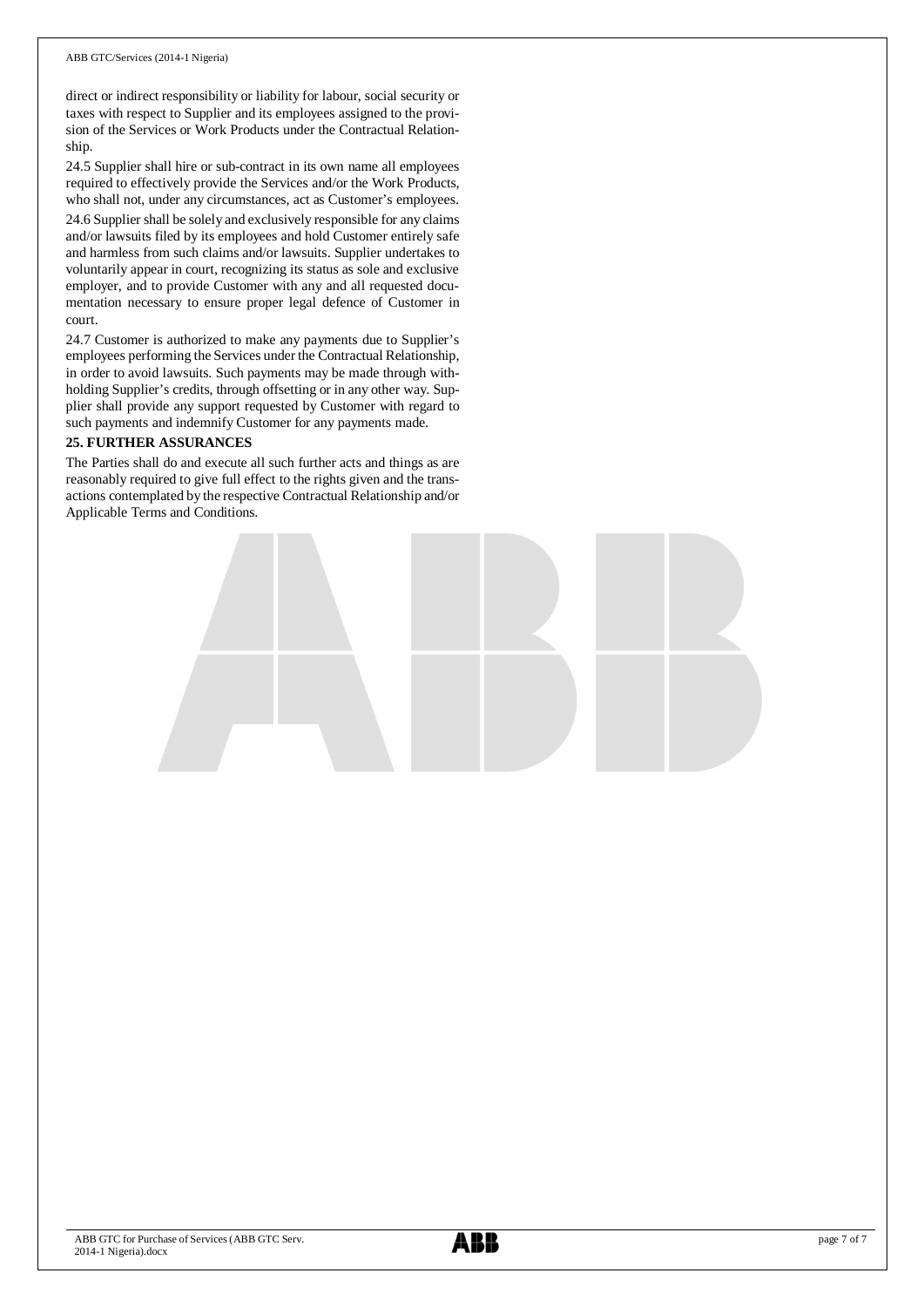direct or indirect responsibility or liability for labour, social security or taxes with respect to Supplier and its employees assigned to the provision of the Services or Work Products under the Contractual Relationship.

24.5 Supplier shall hire or sub-contract in its own name all employees required to effectively provide the Services and/or the Work Products, who shall not, under any circumstances, act as Customer's employees.

24.6 Supplier shall be solely and exclusively responsible for any claims and/or lawsuits filed by its employees and hold Customer entirely safe and harmless from such claims and/or lawsuits. Supplier undertakes to voluntarily appear in court, recognizing its status as sole and exclusive employer, and to provide Customer with any and all requested documentation necessary to ensure proper legal defence of Customer in court.

24.7 Customer is authorized to make any payments due to Supplier's employees performing the Services under the Contractual Relationship, in order to avoid lawsuits. Such payments may be made through withholding Supplier's credits, through offsetting or in any other way. Supplier shall provide any support requested by Customer with regard to such payments and indemnify Customer for any payments made.

**25. FURTHER ASSURANCES**

The Parties shall do and execute all such further acts and things as are reasonably required to give full effect to the rights given and the transactions contemplated by the respective Contractual Relationship and/or Applicable Terms and Conditions.